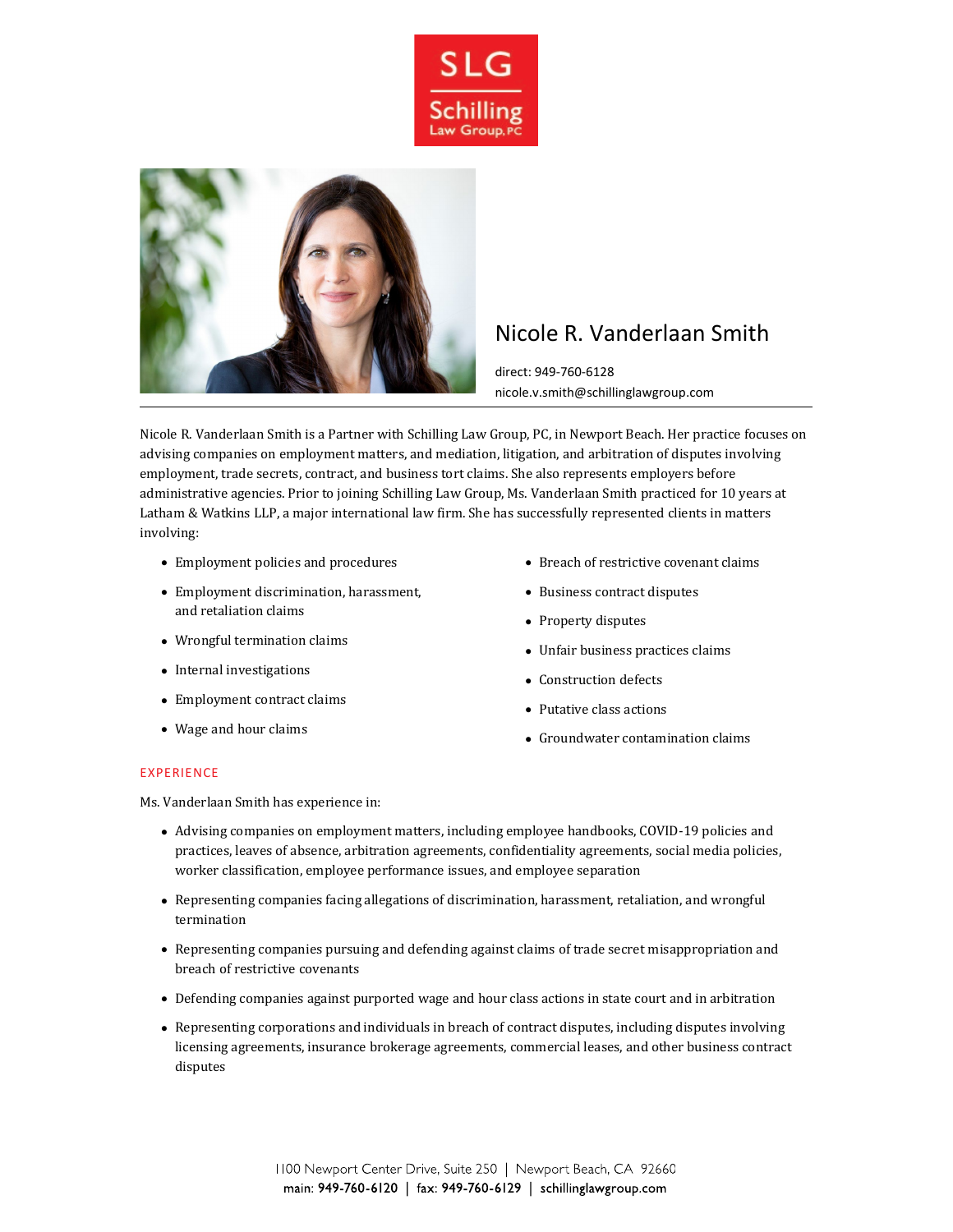SLG
Schilling
Law Group, PC

# Nicole R. Vanderlaan Smith

direct: 949-760-6128
nicole.v.smith@schillinglawgroup.com

Nicole R. Vanderlaan Smith is a Partner with Schilling Law Group, PC, in Newport Beach. Her practice focuses on advising companies on employment matters, and mediation, litigation, and arbitration of disputes involving employment, trade secrets, contract, and business tort claims. She also represents employers before administrative agencies. Prior to joining Schilling Law Group, Ms. Vanderlaan Smith practiced for 10 years at Latham & Watkins LLP, a major international law firm. She has successfully represented clients in matters involving:

- Employment policies and procedures
- Employment discrimination, harassment, and retaliation claims
- Wrongful termination claims
- Internal investigations
- Employment contract claims
- Wage and hour claims
- Breach of restrictive covenant claims
- Business contract disputes
- Property disputes
- Unfair business practices claims
- Construction defects
- Putative class actions
- Groundwater contamination claims

## EXPERIENCE

Ms. Vanderlaan Smith has experience in:

- Advising companies on employment matters, including employee handbooks, COVID-19 policies and practices, leaves of absence, arbitration agreements, confidentiality agreements, social media policies, worker classification, employee performance issues, and employee separation
- Representing companies facing allegations of discrimination, harassment, retaliation, and wrongful termination
- Representing companies pursuing and defending against claims of trade secret misappropriation and breach of restrictive covenants
- Defending companies against purported wage and hour class actions in state court and in arbitration
- Representing corporations and individuals in breach of contract disputes, including disputes involving licensing agreements, insurance brokerage agreements, commercial leases, and other business contract disputes

1100 Newport Center Drive, Suite 250 | Newport Beach, CA 92660
main: 949-760-6120 | fax: 949-760-6129 | schillinglawgroup.com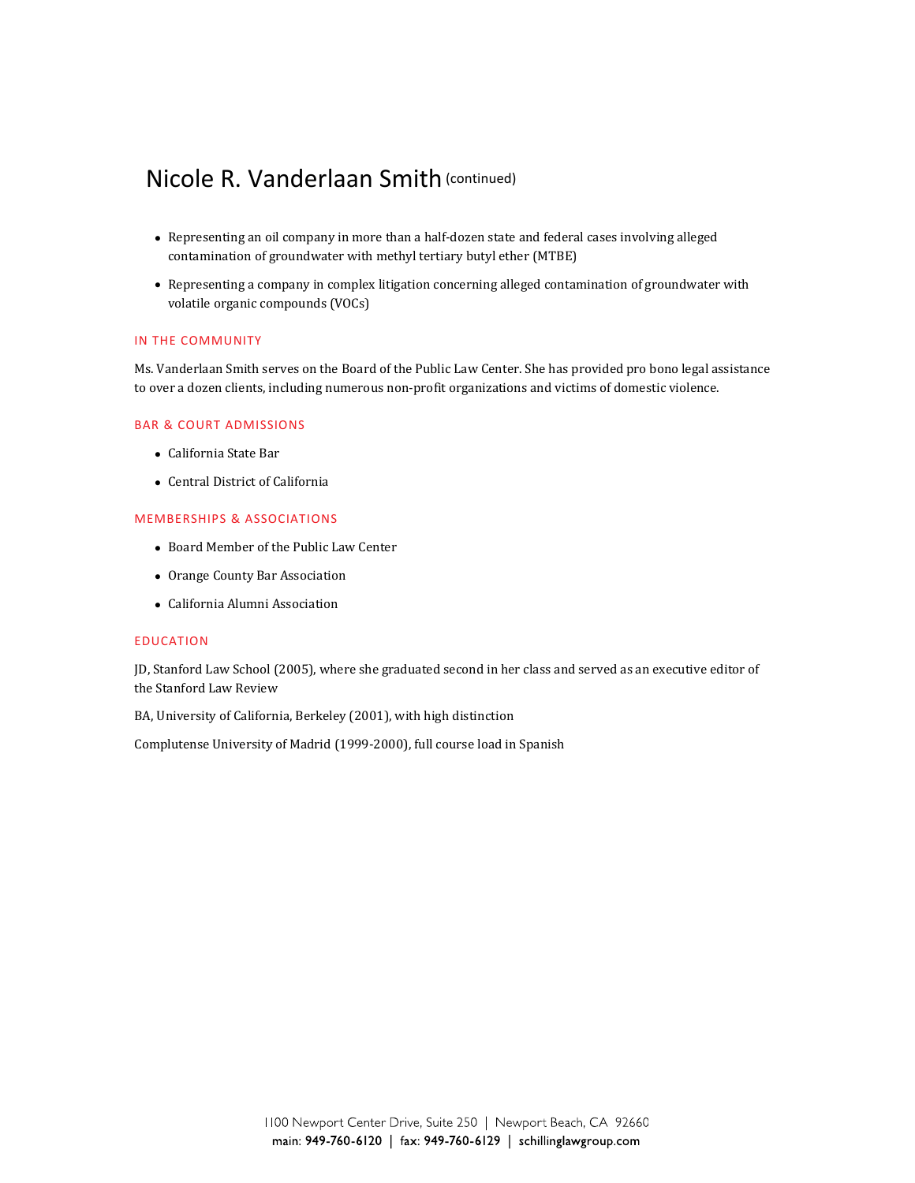# Nicole R. Vanderlaan Smith (continued)

- Representing an oil company in more than a half-dozen state and federal cases involving alleged contamination of groundwater with methyl tertiary butyl ether (MTBE)
- Representing a company in complex litigation concerning alleged contamination of groundwater with volatile organic compounds (VOCs)

## IN THE COMMUNITY

Ms. Vanderlaan Smith serves on the Board of the Public Law Center. She has provided pro bono legal assistance to over a dozen clients, including numerous non-profit organizations and victims of domestic violence.

## BAR & COURT ADMISSIONS

- California State Bar
- Central District of California

## MEMBERSHIPS & ASSOCIATIONS

- Board Member of the Public Law Center
- Orange County Bar Association
- California Alumni Association

## EDUCATION

JD, Stanford Law School (2005), where she graduated second in her class and served as an executive editor of the Stanford Law Review

BA, University of California, Berkeley (2001), with high distinction

Complutense University of Madrid (1999-2000), full course load in Spanish